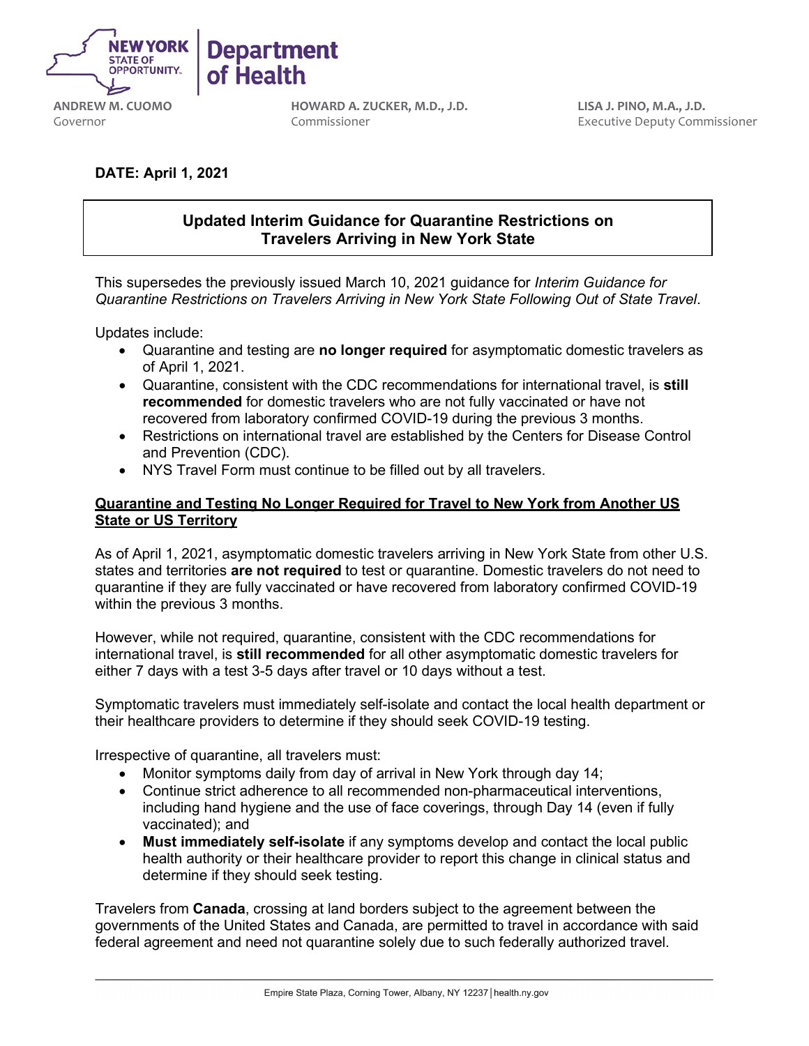NEW YORK STATE OF OPPORTUNITY. | Department of Health

**ANDREW M. CUOMO**
Governor

**HOWARD A. ZUCKER, M.D., J.D.**
Commissioner

**LISA J. PINO, M.A., J.D.**
Executive Deputy Commissioner

**DATE: April 1, 2021**

## Updated Interim Guidance for Quarantine Restrictions on Travelers Arriving in New York State

This supersedes the previously issued March 10, 2021 guidance for *Interim Guidance for Quarantine Restrictions on Travelers Arriving in New York State Following Out of State Travel*.

Updates include:

- Quarantine and testing are **no longer required** for asymptomatic domestic travelers as of April 1, 2021.
- Quarantine, consistent with the CDC recommendations for international travel, is **still recommended** for domestic travelers who are not fully vaccinated or have not recovered from laboratory confirmed COVID-19 during the previous 3 months.
- Restrictions on international travel are established by the Centers for Disease Control and Prevention (CDC).
- NYS Travel Form must continue to be filled out by all travelers.

### Quarantine and Testing No Longer Required for Travel to New York from Another US State or US Territory

As of April 1, 2021, asymptomatic domestic travelers arriving in New York State from other U.S. states and territories **are not required** to test or quarantine. Domestic travelers do not need to quarantine if they are fully vaccinated or have recovered from laboratory confirmed COVID-19 within the previous 3 months.

However, while not required, quarantine, consistent with the CDC recommendations for international travel, is **still recommended** for all other asymptomatic domestic travelers for either 7 days with a test 3-5 days after travel or 10 days without a test.

Symptomatic travelers must immediately self-isolate and contact the local health department or their healthcare providers to determine if they should seek COVID-19 testing.

Irrespective of quarantine, all travelers must:

- Monitor symptoms daily from day of arrival in New York through day 14;
- Continue strict adherence to all recommended non-pharmaceutical interventions, including hand hygiene and the use of face coverings, through Day 14 (even if fully vaccinated); and
- **Must immediately self-isolate** if any symptoms develop and contact the local public health authority or their healthcare provider to report this change in clinical status and determine if they should seek testing.

Travelers from **Canada**, crossing at land borders subject to the agreement between the governments of the United States and Canada, are permitted to travel in accordance with said federal agreement and need not quarantine solely due to such federally authorized travel.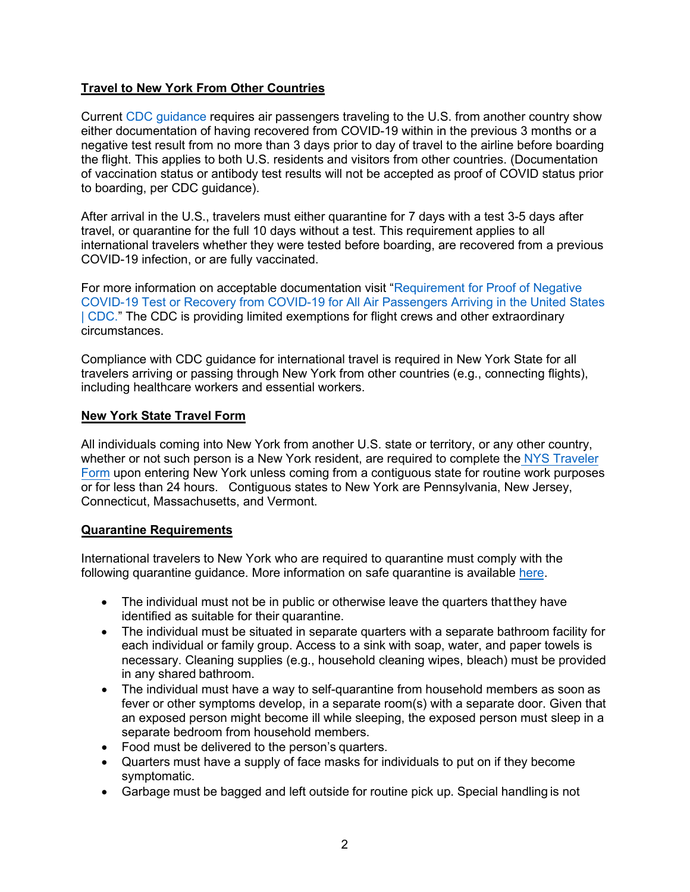**Travel to New York From Other Countries**

Current CDC guidance requires air passengers traveling to the U.S. from another country show either documentation of having recovered from COVID-19 within in the previous 3 months or a negative test result from no more than 3 days prior to day of travel to the airline before boarding the flight. This applies to both U.S. residents and visitors from other countries. (Documentation of vaccination status or antibody test results will not be accepted as proof of COVID status prior to boarding, per CDC guidance).

After arrival in the U.S., travelers must either quarantine for 7 days with a test 3-5 days after travel, or quarantine for the full 10 days without a test. This requirement applies to all international travelers whether they were tested before boarding, are recovered from a previous COVID-19 infection, or are fully vaccinated.

For more information on acceptable documentation visit "Requirement for Proof of Negative COVID-19 Test or Recovery from COVID-19 for All Air Passengers Arriving in the United States | CDC." The CDC is providing limited exemptions for flight crews and other extraordinary circumstances.

Compliance with CDC guidance for international travel is required in New York State for all travelers arriving or passing through New York from other countries (e.g., connecting flights), including healthcare workers and essential workers.

**New York State Travel Form**

All individuals coming into New York from another U.S. state or territory, or any other country, whether or not such person is a New York resident, are required to complete the NYS Traveler Form upon entering New York unless coming from a contiguous state for routine work purposes or for less than 24 hours. Contiguous states to New York are Pennsylvania, New Jersey, Connecticut, Massachusetts, and Vermont.

**Quarantine Requirements**

International travelers to New York who are required to quarantine must comply with the following quarantine guidance. More information on safe quarantine is available here.

- The individual must not be in public or otherwise leave the quarters that they have identified as suitable for their quarantine.
- The individual must be situated in separate quarters with a separate bathroom facility for each individual or family group. Access to a sink with soap, water, and paper towels is necessary. Cleaning supplies (e.g., household cleaning wipes, bleach) must be provided in any shared bathroom.
- The individual must have a way to self-quarantine from household members as soon as fever or other symptoms develop, in a separate room(s) with a separate door. Given that an exposed person might become ill while sleeping, the exposed person must sleep in a separate bedroom from household members.
- Food must be delivered to the person's quarters.
- Quarters must have a supply of face masks for individuals to put on if they become symptomatic.
- Garbage must be bagged and left outside for routine pick up. Special handling is not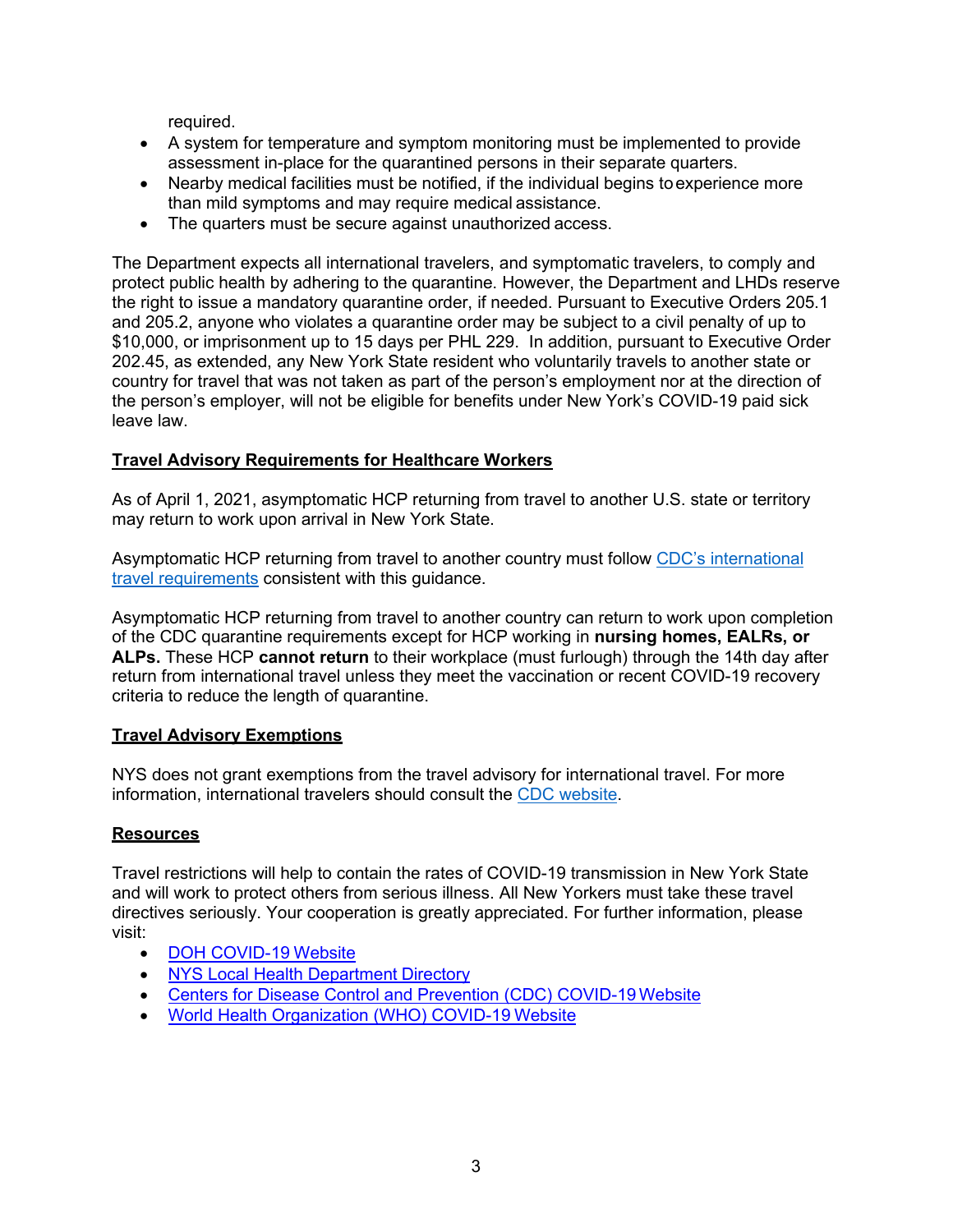required.

- A system for temperature and symptom monitoring must be implemented to provide assessment in-place for the quarantined persons in their separate quarters.
- Nearby medical facilities must be notified, if the individual begins to experience more than mild symptoms and may require medical assistance.
- The quarters must be secure against unauthorized access.

The Department expects all international travelers, and symptomatic travelers, to comply and protect public health by adhering to the quarantine. However, the Department and LHDs reserve the right to issue a mandatory quarantine order, if needed. Pursuant to Executive Orders 205.1 and 205.2, anyone who violates a quarantine order may be subject to a civil penalty of up to $10,000, or imprisonment up to 15 days per PHL 229. In addition, pursuant to Executive Order 202.45, as extended, any New York State resident who voluntarily travels to another state or country for travel that was not taken as part of the person's employment nor at the direction of the person's employer, will not be eligible for benefits under New York's COVID-19 paid sick leave law.

## Travel Advisory Requirements for Healthcare Workers

As of April 1, 2021, asymptomatic HCP returning from travel to another U.S. state or territory may return to work upon arrival in New York State.

Asymptomatic HCP returning from travel to another country must follow [CDC's international travel requirements]() consistent with this guidance.

Asymptomatic HCP returning from travel to another country can return to work upon completion of the CDC quarantine requirements except for HCP working in **nursing homes, EALRs, or ALPs.** These HCP **cannot return** to their workplace (must furlough) through the 14th day after return from international travel unless they meet the vaccination or recent COVID-19 recovery criteria to reduce the length of quarantine.

## Travel Advisory Exemptions

NYS does not grant exemptions from the travel advisory for international travel. For more information, international travelers should consult the [CDC website]().

## Resources

Travel restrictions will help to contain the rates of COVID-19 transmission in New York State and will work to protect others from serious illness. All New Yorkers must take these travel directives seriously. Your cooperation is greatly appreciated. For further information, please visit:

- [DOH COVID-19 Website]()
- [NYS Local Health Department Directory]()
- [Centers for Disease Control and Prevention (CDC) COVID-19 Website]()
- [World Health Organization (WHO) COVID-19 Website]()